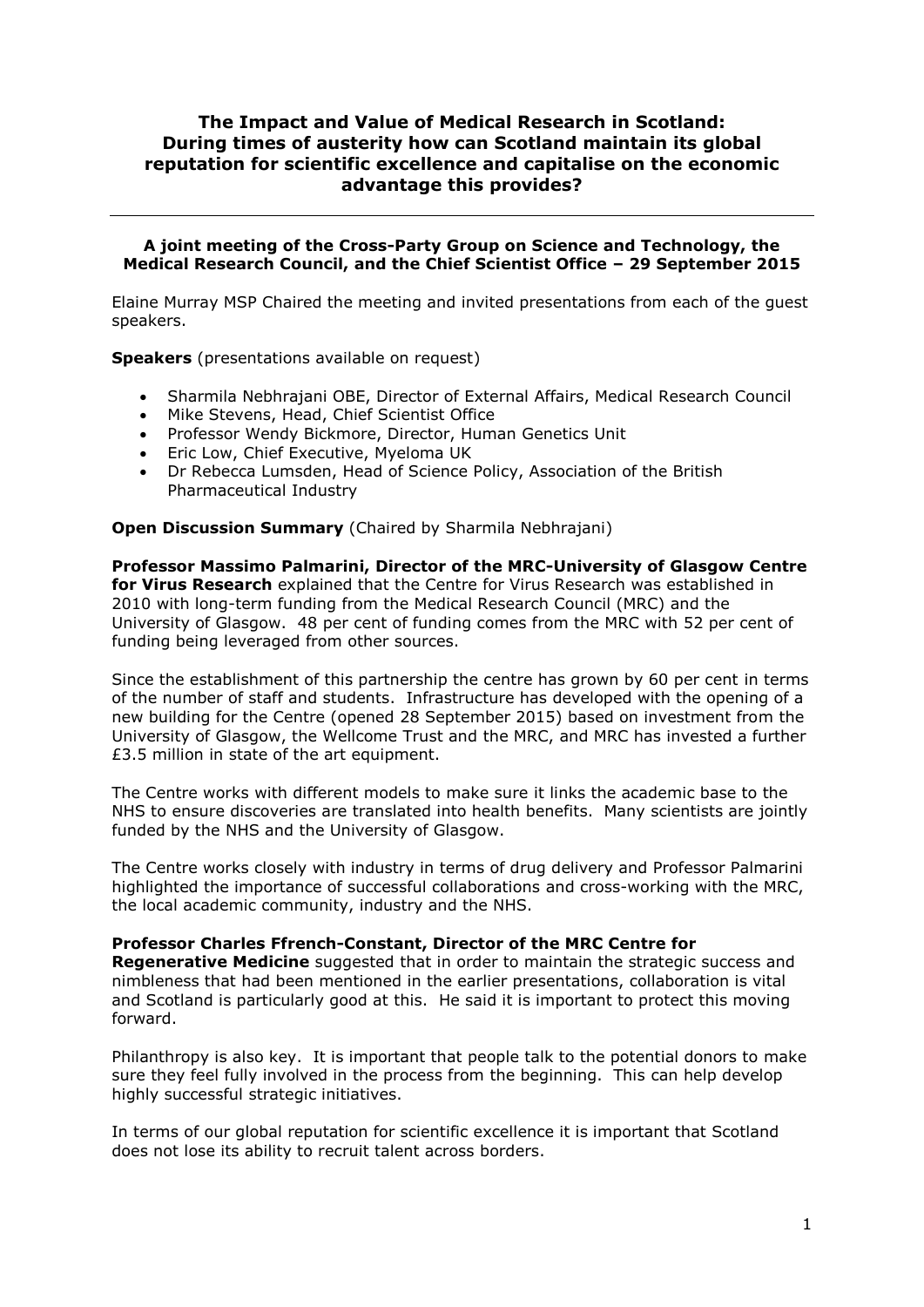# The Impact and Value of Medical Research in Scotland: During times of austerity how can Scotland maintain its global reputation for scientific excellence and capitalise on the economic advantage this provides?

---

**A joint meeting of the Cross-Party Group on Science and Technology, the Medical Research Council, and the Chief Scientist Office – 29 September 2015**

Elaine Murray MSP Chaired the meeting and invited presentations from each of the guest speakers.

**Speakers** (presentations available on request)

- Sharmila Nebhrajani OBE, Director of External Affairs, Medical Research Council
- Mike Stevens, Head, Chief Scientist Office
- Professor Wendy Bickmore, Director, Human Genetics Unit
- Eric Low, Chief Executive, Myeloma UK
- Dr Rebecca Lumsden, Head of Science Policy, Association of the British Pharmaceutical Industry

**Open Discussion Summary** (Chaired by Sharmila Nebhrajani)

**Professor Massimo Palmarini, Director of the MRC-University of Glasgow Centre for Virus Research** explained that the Centre for Virus Research was established in 2010 with long-term funding from the Medical Research Council (MRC) and the University of Glasgow. 48 per cent of funding comes from the MRC with 52 per cent of funding being leveraged from other sources.

Since the establishment of this partnership the centre has grown by 60 per cent in terms of the number of staff and students. Infrastructure has developed with the opening of a new building for the Centre (opened 28 September 2015) based on investment from the University of Glasgow, the Wellcome Trust and the MRC, and MRC has invested a further £3.5 million in state of the art equipment.

The Centre works with different models to make sure it links the academic base to the NHS to ensure discoveries are translated into health benefits. Many scientists are jointly funded by the NHS and the University of Glasgow.

The Centre works closely with industry in terms of drug delivery and Professor Palmarini highlighted the importance of successful collaborations and cross-working with the MRC, the local academic community, industry and the NHS.

**Professor Charles Ffrench-Constant, Director of the MRC Centre for Regenerative Medicine** suggested that in order to maintain the strategic success and nimbleness that had been mentioned in the earlier presentations, collaboration is vital and Scotland is particularly good at this. He said it is important to protect this moving forward.

Philanthropy is also key. It is important that people talk to the potential donors to make sure they feel fully involved in the process from the beginning. This can help develop highly successful strategic initiatives.

In terms of our global reputation for scientific excellence it is important that Scotland does not lose its ability to recruit talent across borders.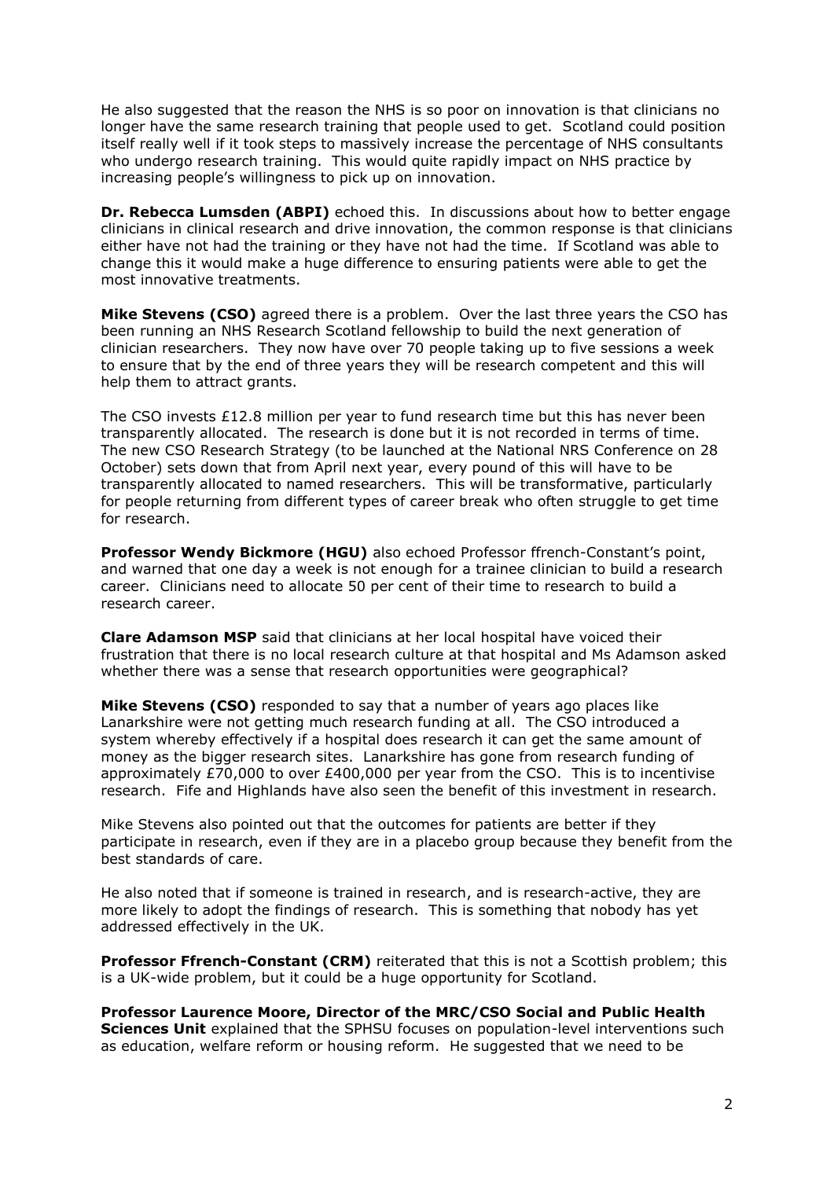He also suggested that the reason the NHS is so poor on innovation is that clinicians no longer have the same research training that people used to get. Scotland could position itself really well if it took steps to massively increase the percentage of NHS consultants who undergo research training. This would quite rapidly impact on NHS practice by increasing people's willingness to pick up on innovation.

**Dr. Rebecca Lumsden (ABPI)** echoed this. In discussions about how to better engage clinicians in clinical research and drive innovation, the common response is that clinicians either have not had the training or they have not had the time. If Scotland was able to change this it would make a huge difference to ensuring patients were able to get the most innovative treatments.

**Mike Stevens (CSO)** agreed there is a problem. Over the last three years the CSO has been running an NHS Research Scotland fellowship to build the next generation of clinician researchers. They now have over 70 people taking up to five sessions a week to ensure that by the end of three years they will be research competent and this will help them to attract grants.

The CSO invests £12.8 million per year to fund research time but this has never been transparently allocated. The research is done but it is not recorded in terms of time. The new CSO Research Strategy (to be launched at the National NRS Conference on 28 October) sets down that from April next year, every pound of this will have to be transparently allocated to named researchers. This will be transformative, particularly for people returning from different types of career break who often struggle to get time for research.

**Professor Wendy Bickmore (HGU)** also echoed Professor ffrench-Constant's point, and warned that one day a week is not enough for a trainee clinician to build a research career. Clinicians need to allocate 50 per cent of their time to research to build a research career.

**Clare Adamson MSP** said that clinicians at her local hospital have voiced their frustration that there is no local research culture at that hospital and Ms Adamson asked whether there was a sense that research opportunities were geographical?

**Mike Stevens (CSO)** responded to say that a number of years ago places like Lanarkshire were not getting much research funding at all. The CSO introduced a system whereby effectively if a hospital does research it can get the same amount of money as the bigger research sites. Lanarkshire has gone from research funding of approximately £70,000 to over £400,000 per year from the CSO. This is to incentivise research. Fife and Highlands have also seen the benefit of this investment in research.

Mike Stevens also pointed out that the outcomes for patients are better if they participate in research, even if they are in a placebo group because they benefit from the best standards of care.

He also noted that if someone is trained in research, and is research-active, they are more likely to adopt the findings of research. This is something that nobody has yet addressed effectively in the UK.

**Professor Ffrench-Constant (CRM)** reiterated that this is not a Scottish problem; this is a UK-wide problem, but it could be a huge opportunity for Scotland.

**Professor Laurence Moore, Director of the MRC/CSO Social and Public Health Sciences Unit** explained that the SPHSU focuses on population-level interventions such as education, welfare reform or housing reform. He suggested that we need to be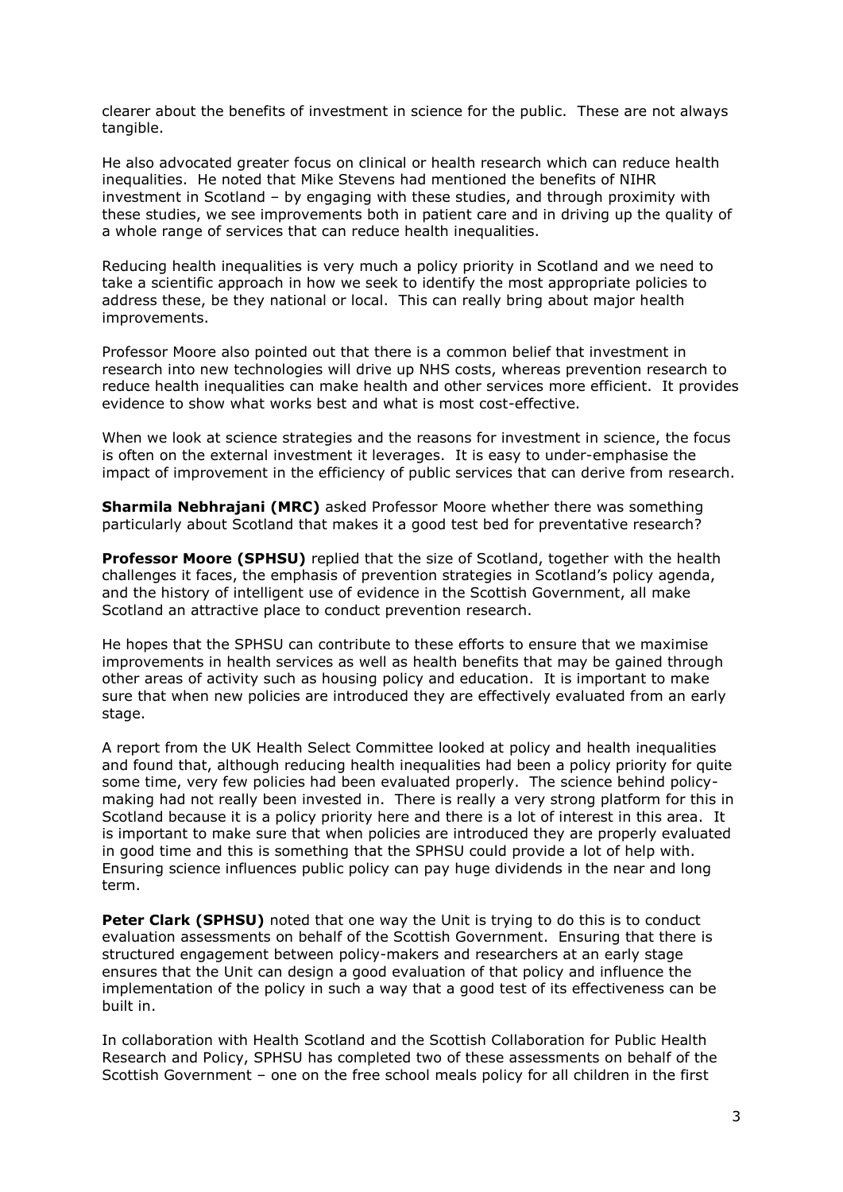clearer about the benefits of investment in science for the public. These are not always tangible.

He also advocated greater focus on clinical or health research which can reduce health inequalities. He noted that Mike Stevens had mentioned the benefits of NIHR investment in Scotland – by engaging with these studies, and through proximity with these studies, we see improvements both in patient care and in driving up the quality of a whole range of services that can reduce health inequalities.

Reducing health inequalities is very much a policy priority in Scotland and we need to take a scientific approach in how we seek to identify the most appropriate policies to address these, be they national or local. This can really bring about major health improvements.

Professor Moore also pointed out that there is a common belief that investment in research into new technologies will drive up NHS costs, whereas prevention research to reduce health inequalities can make health and other services more efficient. It provides evidence to show what works best and what is most cost-effective.

When we look at science strategies and the reasons for investment in science, the focus is often on the external investment it leverages. It is easy to under-emphasise the impact of improvement in the efficiency of public services that can derive from research.

**Sharmila Nebhrajani (MRC)** asked Professor Moore whether there was something particularly about Scotland that makes it a good test bed for preventative research?

**Professor Moore (SPHSU)** replied that the size of Scotland, together with the health challenges it faces, the emphasis of prevention strategies in Scotland's policy agenda, and the history of intelligent use of evidence in the Scottish Government, all make Scotland an attractive place to conduct prevention research.

He hopes that the SPHSU can contribute to these efforts to ensure that we maximise improvements in health services as well as health benefits that may be gained through other areas of activity such as housing policy and education. It is important to make sure that when new policies are introduced they are effectively evaluated from an early stage.

A report from the UK Health Select Committee looked at policy and health inequalities and found that, although reducing health inequalities had been a policy priority for quite some time, very few policies had been evaluated properly. The science behind policy-making had not really been invested in. There is really a very strong platform for this in Scotland because it is a policy priority here and there is a lot of interest in this area. It is important to make sure that when policies are introduced they are properly evaluated in good time and this is something that the SPHSU could provide a lot of help with. Ensuring science influences public policy can pay huge dividends in the near and long term.

**Peter Clark (SPHSU)** noted that one way the Unit is trying to do this is to conduct evaluation assessments on behalf of the Scottish Government. Ensuring that there is structured engagement between policy-makers and researchers at an early stage ensures that the Unit can design a good evaluation of that policy and influence the implementation of the policy in such a way that a good test of its effectiveness can be built in.

In collaboration with Health Scotland and the Scottish Collaboration for Public Health Research and Policy, SPHSU has completed two of these assessments on behalf of the Scottish Government – one on the free school meals policy for all children in the first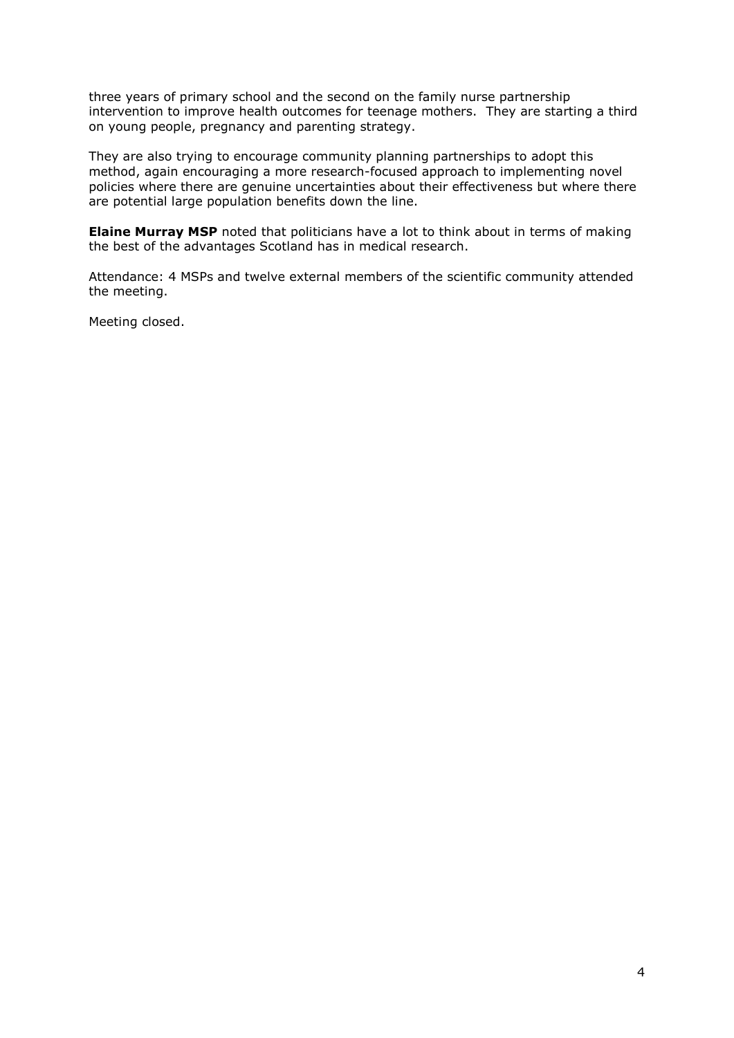three years of primary school and the second on the family nurse partnership intervention to improve health outcomes for teenage mothers. They are starting a third on young people, pregnancy and parenting strategy.

They are also trying to encourage community planning partnerships to adopt this method, again encouraging a more research-focused approach to implementing novel policies where there are genuine uncertainties about their effectiveness but where there are potential large population benefits down the line.

**Elaine Murray MSP** noted that politicians have a lot to think about in terms of making the best of the advantages Scotland has in medical research.

Attendance: 4 MSPs and twelve external members of the scientific community attended the meeting.

Meeting closed.